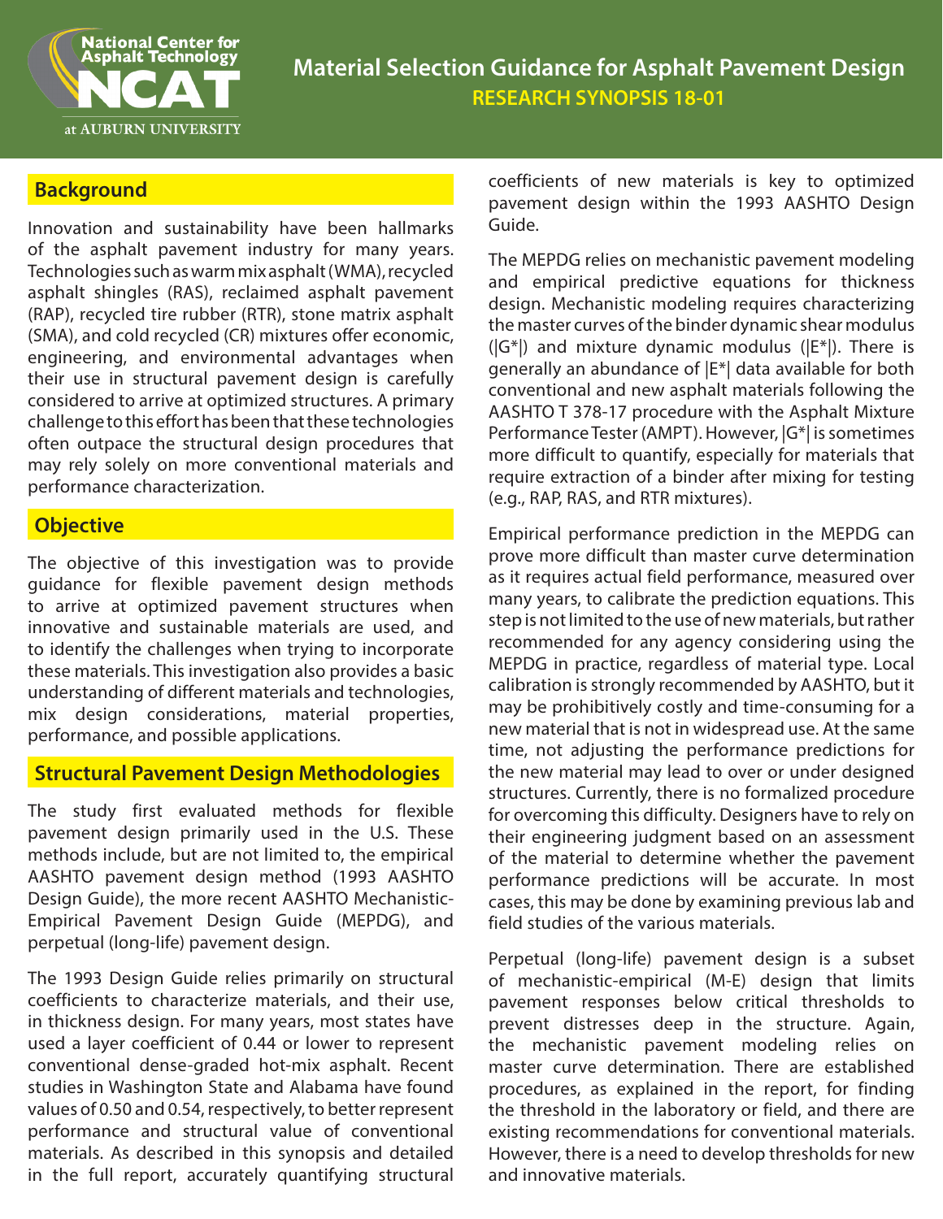# Material Selection Guidance for Asphalt Pavement Design

## RESEARCH SYNOPSIS 18-01

## Background

Innovation and sustainability have been hallmarks of the asphalt pavement industry for many years. Technologies such as warm mix asphalt (WMA), recycled asphalt shingles (RAS), reclaimed asphalt pavement (RAP), recycled tire rubber (RTR), stone matrix asphalt (SMA), and cold recycled (CR) mixtures offer economic, engineering, and environmental advantages when their use in structural pavement design is carefully considered to arrive at optimized structures. A primary challenge to this effort has been that these technologies often outpace the structural design procedures that may rely solely on more conventional materials and performance characterization.

## Objective

The objective of this investigation was to provide guidance for flexible pavement design methods to arrive at optimized pavement structures when innovative and sustainable materials are used, and to identify the challenges when trying to incorporate these materials. This investigation also provides a basic understanding of different materials and technologies, mix design considerations, material properties, performance, and possible applications.

## Structural Pavement Design Methodologies

The study first evaluated methods for flexible pavement design primarily used in the U.S. These methods include, but are not limited to, the empirical AASHTO pavement design method (1993 AASHTO Design Guide), the more recent AASHTO Mechanistic-Empirical Pavement Design Guide (MEPDG), and perpetual (long-life) pavement design.

The 1993 Design Guide relies primarily on structural coefficients to characterize materials, and their use, in thickness design. For many years, most states have used a layer coefficient of 0.44 or lower to represent conventional dense-graded hot-mix asphalt. Recent studies in Washington State and Alabama have found values of 0.50 and 0.54, respectively, to better represent performance and structural value of conventional materials. As described in this synopsis and detailed in the full report, accurately quantifying structural coefficients of new materials is key to optimized pavement design within the 1993 AASHTO Design Guide.

The MEPDG relies on mechanistic pavement modeling and empirical predictive equations for thickness design. Mechanistic modeling requires characterizing the master curves of the binder dynamic shear modulus (|G*|) and mixture dynamic modulus (|E*|). There is generally an abundance of |E*| data available for both conventional and new asphalt materials following the AASHTO T 378-17 procedure with the Asphalt Mixture Performance Tester (AMPT). However, |G*| is sometimes more difficult to quantify, especially for materials that require extraction of a binder after mixing for testing (e.g., RAP, RAS, and RTR mixtures).

Empirical performance prediction in the MEPDG can prove more difficult than master curve determination as it requires actual field performance, measured over many years, to calibrate the prediction equations. This step is not limited to the use of new materials, but rather recommended for any agency considering using the MEPDG in practice, regardless of material type. Local calibration is strongly recommended by AASHTO, but it may be prohibitively costly and time-consuming for a new material that is not in widespread use. At the same time, not adjusting the performance predictions for the new material may lead to over or under designed structures. Currently, there is no formalized procedure for overcoming this difficulty. Designers have to rely on their engineering judgment based on an assessment of the material to determine whether the pavement performance predictions will be accurate. In most cases, this may be done by examining previous lab and field studies of the various materials.

Perpetual (long-life) pavement design is a subset of mechanistic-empirical (M-E) design that limits pavement responses below critical thresholds to prevent distresses deep in the structure. Again, the mechanistic pavement modeling relies on master curve determination. There are established procedures, as explained in the report, for finding the threshold in the laboratory or field, and there are existing recommendations for conventional materials. However, there is a need to develop thresholds for new and innovative materials.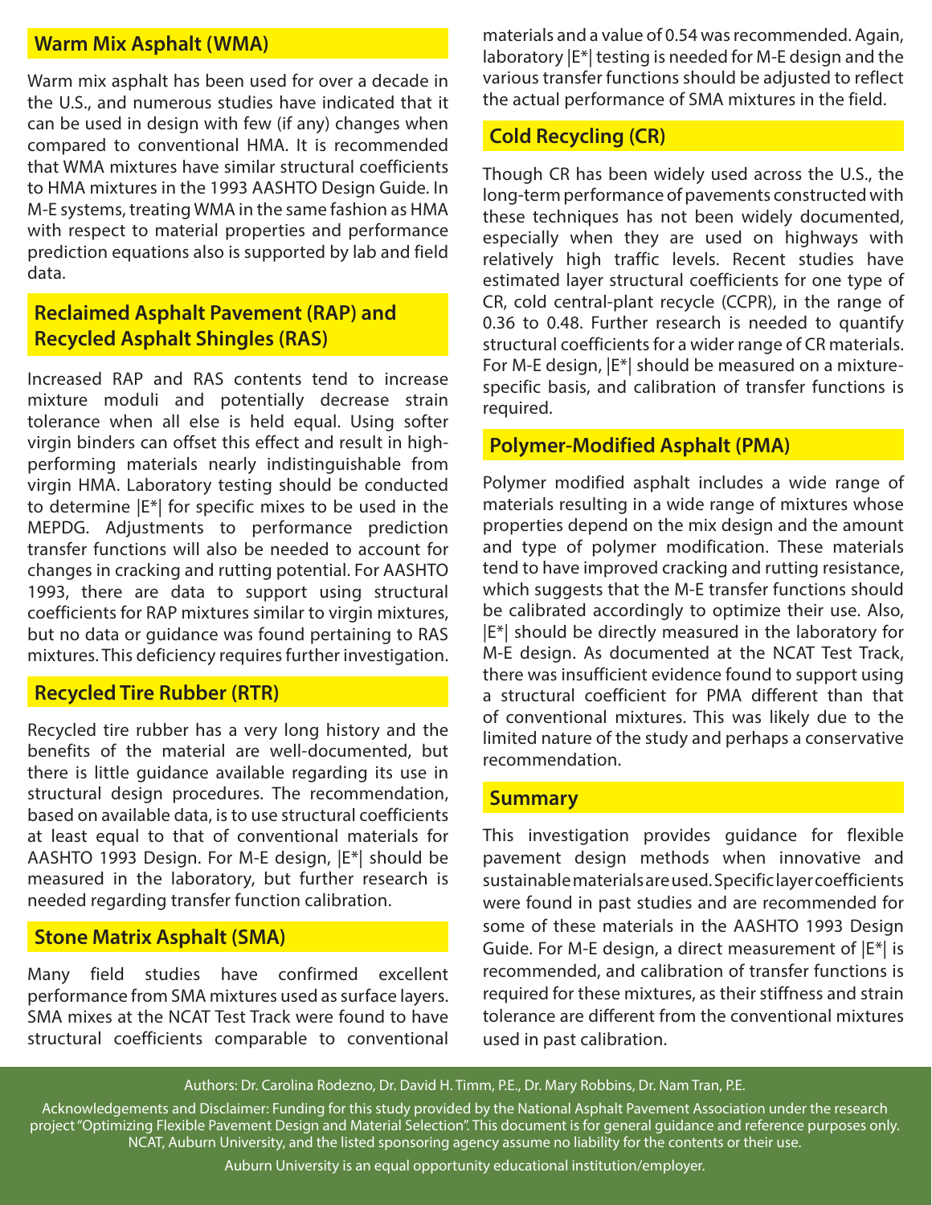## Warm Mix Asphalt (WMA)

Warm mix asphalt has been used for over a decade in the U.S., and numerous studies have indicated that it can be used in design with few (if any) changes when compared to conventional HMA. It is recommended that WMA mixtures have similar structural coefficients to HMA mixtures in the 1993 AASHTO Design Guide. In M-E systems, treating WMA in the same fashion as HMA with respect to material properties and performance prediction equations also is supported by lab and field data.

## Reclaimed Asphalt Pavement (RAP) and Recycled Asphalt Shingles (RAS)

Increased RAP and RAS contents tend to increase mixture moduli and potentially decrease strain tolerance when all else is held equal. Using softer virgin binders can offset this effect and result in high-performing materials nearly indistinguishable from virgin HMA. Laboratory testing should be conducted to determine |E*| for specific mixes to be used in the MEPDG. Adjustments to performance prediction transfer functions will also be needed to account for changes in cracking and rutting potential. For AASHTO 1993, there are data to support using structural coefficients for RAP mixtures similar to virgin mixtures, but no data or guidance was found pertaining to RAS mixtures. This deficiency requires further investigation.

## Recycled Tire Rubber (RTR)

Recycled tire rubber has a very long history and the benefits of the material are well-documented, but there is little guidance available regarding its use in structural design procedures. The recommendation, based on available data, is to use structural coefficients at least equal to that of conventional materials for AASHTO 1993 Design. For M-E design, |E*| should be measured in the laboratory, but further research is needed regarding transfer function calibration.

## Stone Matrix Asphalt (SMA)

Many field studies have confirmed excellent performance from SMA mixtures used as surface layers. SMA mixes at the NCAT Test Track were found to have structural coefficients comparable to conventional materials and a value of 0.54 was recommended. Again, laboratory |E*| testing is needed for M-E design and the various transfer functions should be adjusted to reflect the actual performance of SMA mixtures in the field.

## Cold Recycling (CR)

Though CR has been widely used across the U.S., the long-term performance of pavements constructed with these techniques has not been widely documented, especially when they are used on highways with relatively high traffic levels. Recent studies have estimated layer structural coefficients for one type of CR, cold central-plant recycle (CCPR), in the range of 0.36 to 0.48. Further research is needed to quantify structural coefficients for a wider range of CR materials. For M-E design, |E*| should be measured on a mixture-specific basis, and calibration of transfer functions is required.

## Polymer-Modified Asphalt (PMA)

Polymer modified asphalt includes a wide range of materials resulting in a wide range of mixtures whose properties depend on the mix design and the amount and type of polymer modification. These materials tend to have improved cracking and rutting resistance, which suggests that the M-E transfer functions should be calibrated accordingly to optimize their use. Also, |E*| should be directly measured in the laboratory for M-E design. As documented at the NCAT Test Track, there was insufficient evidence found to support using a structural coefficient for PMA different than that of conventional mixtures. This was likely due to the limited nature of the study and perhaps a conservative recommendation.

## Summary

This investigation provides guidance for flexible pavement design methods when innovative and sustainable materials are used. Specific layer coefficients were found in past studies and are recommended for some of these materials in the AASHTO 1993 Design Guide. For M-E design, a direct measurement of |E*| is recommended, and calibration of transfer functions is required for these mixtures, as their stiffness and strain tolerance are different from the conventional mixtures used in past calibration.

Authors: Dr. Carolina Rodezno, Dr. David H. Timm, P.E., Dr. Mary Robbins, Dr. Nam Tran, P.E.

Acknowledgements and Disclaimer: Funding for this study provided by the National Asphalt Pavement Association under the research project "Optimizing Flexible Pavement Design and Material Selection". This document is for general guidance and reference purposes only. NCAT, Auburn University, and the listed sponsoring agency assume no liability for the contents or their use.

Auburn University is an equal opportunity educational institution/employer.